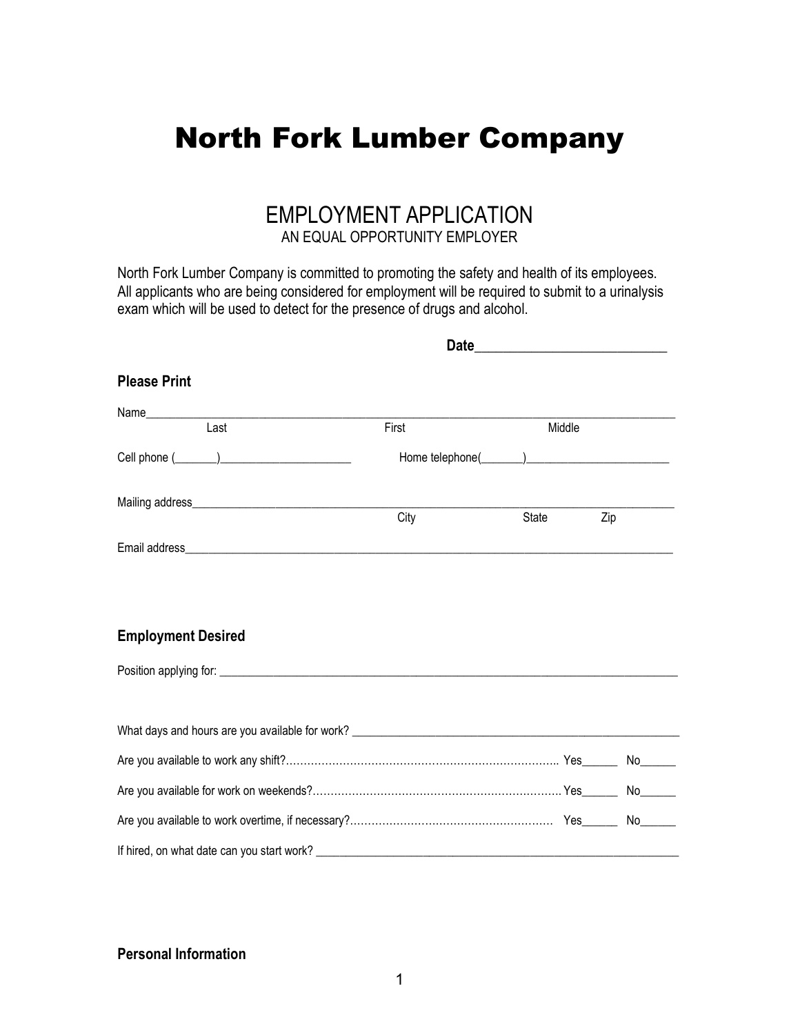# North Fork Lumber Company

## EMPLOYMENT APPLICATION

AN EQUAL OPPORTUNITY EMPLOYER

North Fork Lumber Company is committed to promoting the safety and health of its employees. All applicants who are being considered for employment will be required to submit to a urinalysis exam which will be used to detect for the presence of drugs and alcohol.

**Date**___________________________

### Please Print

Name_______________________________________________________________________________
Last First Middle

Cell phone (_______)_____________________ Home telephone(_______)_______________________

Mailing address_________________________________________________________________________
City State Zip

Email address__________________________________________________________________________

### Employment Desired

Position applying for: ___________________________________________________________________

What days and hours are you available for work? ____________________________________________

Are you available to work any shift?………………………………………………………………….. Yes______ No______

Are you available for work on weekends?…………………………………………………………….Yes______ No______

Are you available to work overtime, if necessary?………………………………………………… Yes______ No______

If hired, on what date can you start work? __________________________________________________

### Personal Information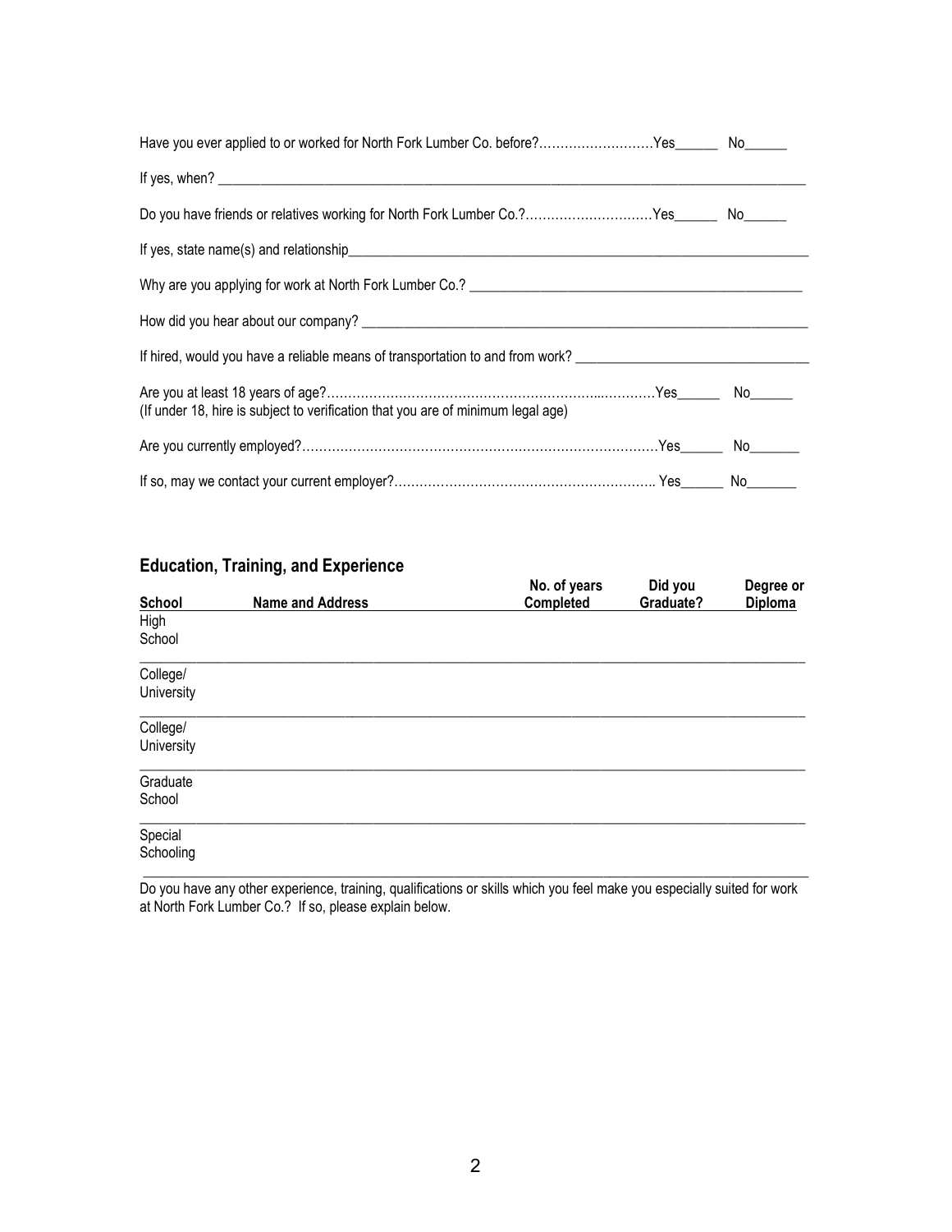Have you ever applied to or worked for North Fork Lumber Co. before?………………………Yes______ No______

If yes, when? ______________________________________________________________________________

Do you have friends or relatives working for North Fork Lumber Co.?…………………………Yes______ No______

If yes, state name(s) and relationship______________________________________________________________

Why are you applying for work at North Fork Lumber Co.? ______________________________________________

How did you hear about our company? _____________________________________________________________

If hired, would you have a reliable means of transportation to and from work? ______________________________

Are you at least 18 years of age?……………………………………………………...…………Yes______ No______
(If under 18, hire is subject to verification that you are of minimum legal age)

Are you currently employed?…………………………………………………………………………Yes______ No_______

If so, may we contact your current employer?…………………………………………………….. Yes______ No_______

## Education, Training, and Experience

| School | Name and Address | No. of years Completed | Did you Graduate? | Degree or Diploma |
|---|---|---|---|---|
| High School | | | | |
| College/ University | | | | |
| College/ University | | | | |
| Graduate School | | | | |
| Special Schooling | | | | |

Do you have any other experience, training, qualifications or skills which you feel make you especially suited for work at North Fork Lumber Co.? If so, please explain below.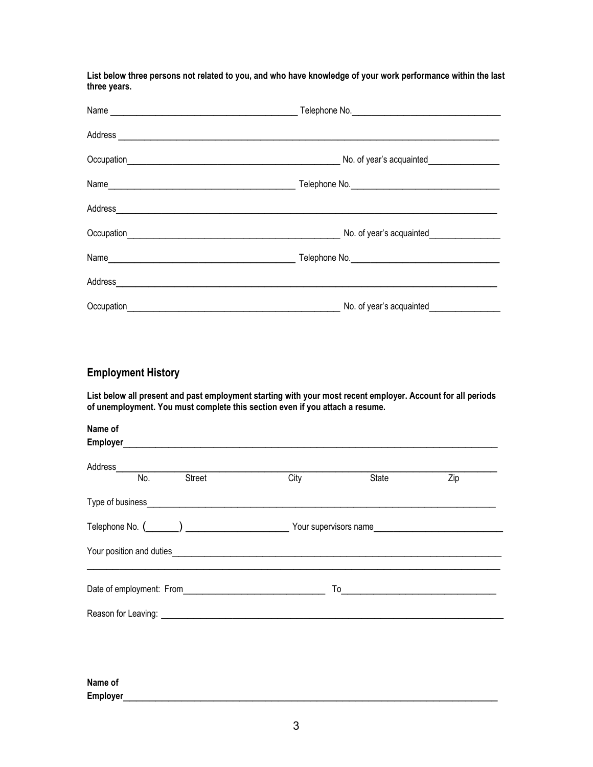**List below three persons not related to you, and who have knowledge of your work performance within the last three years.**

Name ________________________________________ Telephone No.________________________________

Address ____________________________________________________________________________________

Occupation____________________________________________ No. of year's acquainted_______________

Name________________________________________ Telephone No.________________________________

Address____________________________________________________________________________________

Occupation____________________________________________ No. of year's acquainted_______________

Name________________________________________ Telephone No.________________________________

Address____________________________________________________________________________________

Occupation____________________________________________ No. of year's acquainted_______________

## Employment History

**List below all present and past employment starting with your most recent employer. Account for all periods of unemployment. You must complete this section even if you attach a resume.**

**Name of Employer**____________________________________________________________________________

Address____________________________________________________________________________________
No. Street City State Zip

Type of business______________________________________________________________________________

Telephone No. (_______) ______________________ Your supervisors name___________________________

Your position and duties________________________________________________________________________

___________________________________________________________________________________________

Date of employment: From______________________________ To________________________________

Reason for Leaving: __________________________________________________________________________

**Name of Employer**____________________________________________________________________________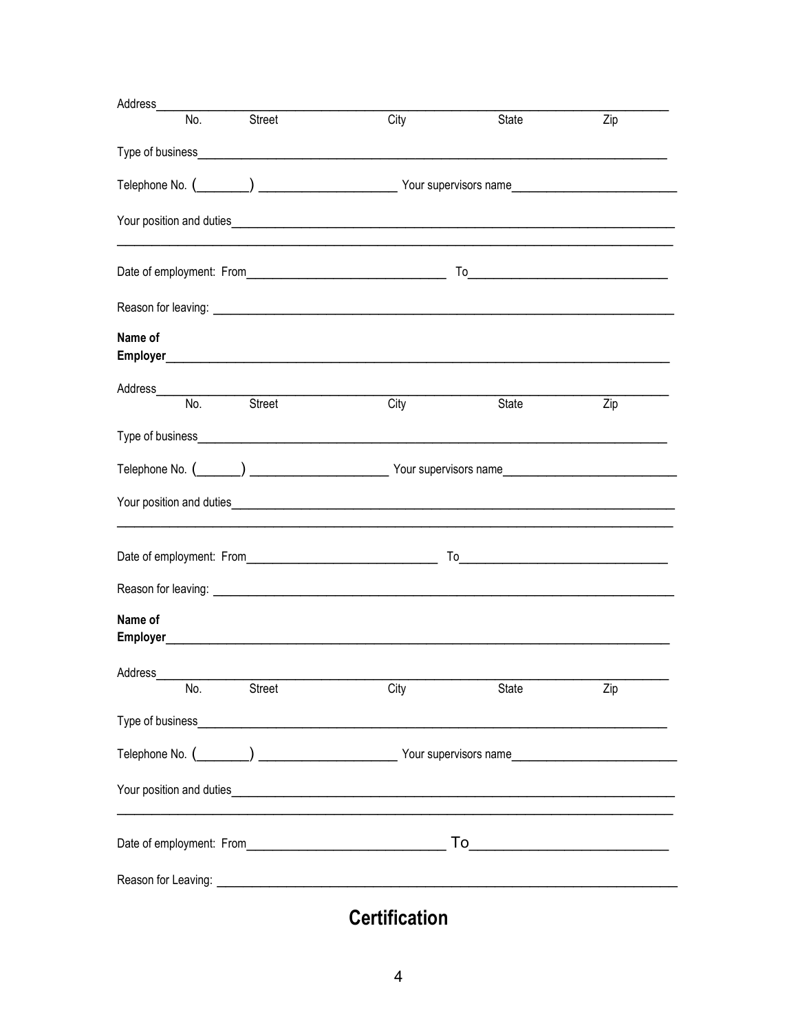Address_______________________________________________________________________________

No. Street City State Zip

Type of business______________________________________________________________________

Telephone No. (________) _____________________ Your supervisors name_________________________

Your position and duties________________________________________________________________

______________________________________________________________________________________

Date of employment: From______________________________ To______________________________

Reason for leaving: ____________________________________________________________________

**Name of Employer**____________________________________________________________________

Address_______________________________________________________________________________

No. Street City State Zip

Type of business______________________________________________________________________

Telephone No. (_______) ______________________ Your supervisors name__________________________

Your position and duties________________________________________________________________

______________________________________________________________________________________

Date of employment: From_____________________________ To_________________________________

Reason for leaving: ____________________________________________________________________

**Name of Employer**____________________________________________________________________

Address_______________________________________________________________________________

No. Street City State Zip

Type of business______________________________________________________________________

Telephone No. (________) _____________________ Your supervisors name_________________________

Your position and duties________________________________________________________________

______________________________________________________________________________________

Date of employment: From_____________________________ To___________________________

Reason for Leaving: ___________________________________________________________________

## Certification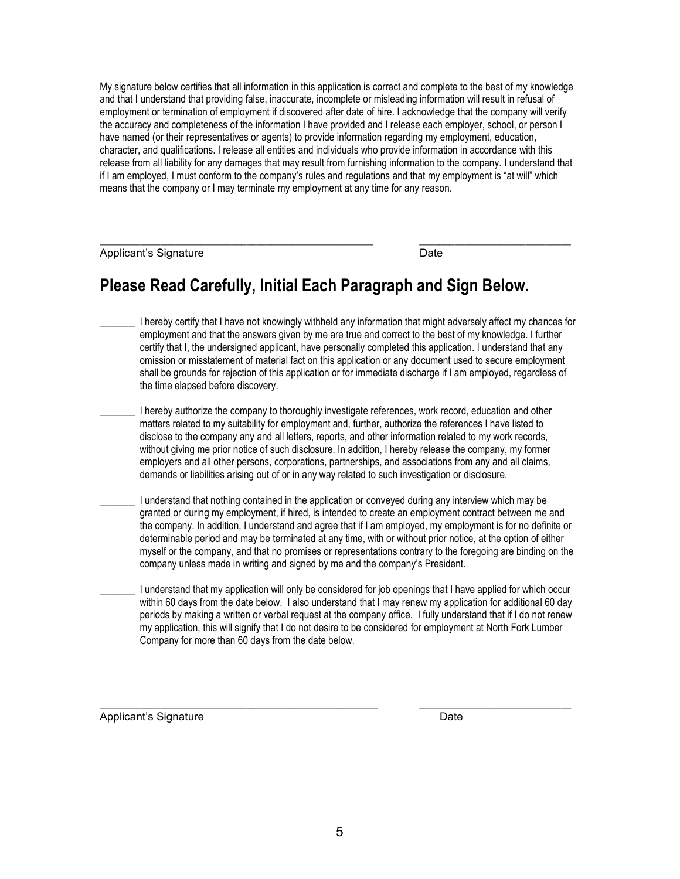My signature below certifies that all information in this application is correct and complete to the best of my knowledge and that I understand that providing false, inaccurate, incomplete or misleading information will result in refusal of employment or termination of employment if discovered after date of hire. I acknowledge that the company will verify the accuracy and completeness of the information I have provided and I release each employer, school, or person I have named (or their representatives or agents) to provide information regarding my employment, education, character, and qualifications. I release all entities and individuals who provide information in accordance with this release from all liability for any damages that may result from furnishing information to the company. I understand that if I am employed, I must conform to the company's rules and regulations and that my employment is "at will" which means that the company or I may terminate my employment at any time for any reason.

\_\_\_\_\_\_\_\_\_\_\_\_\_\_\_\_\_\_\_\_\_\_\_\_\_\_\_\_\_\_\_\_\_\_\_\_\_\_\_\_\_\_\_\_ \_\_\_\_\_\_\_\_\_\_\_\_\_\_\_\_\_\_\_\_\_\_\_\_\_

Applicant's Signature Date

## Please Read Carefully, Initial Each Paragraph and Sign Below.

_______ I hereby certify that I have not knowingly withheld any information that might adversely affect my chances for employment and that the answers given by me are true and correct to the best of my knowledge. I further certify that I, the undersigned applicant, have personally completed this application. I understand that any omission or misstatement of material fact on this application or any document used to secure employment shall be grounds for rejection of this application or for immediate discharge if I am employed, regardless of the time elapsed before discovery.

_______ I hereby authorize the company to thoroughly investigate references, work record, education and other matters related to my suitability for employment and, further, authorize the references I have listed to disclose to the company any and all letters, reports, and other information related to my work records, without giving me prior notice of such disclosure. In addition, I hereby release the company, my former employers and all other persons, corporations, partnerships, and associations from any and all claims, demands or liabilities arising out of or in any way related to such investigation or disclosure.

_______ I understand that nothing contained in the application or conveyed during any interview which may be granted or during my employment, if hired, is intended to create an employment contract between me and the company. In addition, I understand and agree that if I am employed, my employment is for no definite or determinable period and may be terminated at any time, with or without prior notice, at the option of either myself or the company, and that no promises or representations contrary to the foregoing are binding on the company unless made in writing and signed by me and the company's President.

_______ I understand that my application will only be considered for job openings that I have applied for which occur within 60 days from the date below. I also understand that I may renew my application for additional 60 day periods by making a written or verbal request at the company office. I fully understand that if I do not renew my application, this will signify that I do not desire to be considered for employment at North Fork Lumber Company for more than 60 days from the date below.

\_\_\_\_\_\_\_\_\_\_\_\_\_\_\_\_\_\_\_\_\_\_\_\_\_\_\_\_\_\_\_\_\_\_\_\_\_\_\_\_\_\_\_\_ \_\_\_\_\_\_\_\_\_\_\_\_\_\_\_\_\_\_\_\_\_\_\_\_\_

Applicant's Signature Date